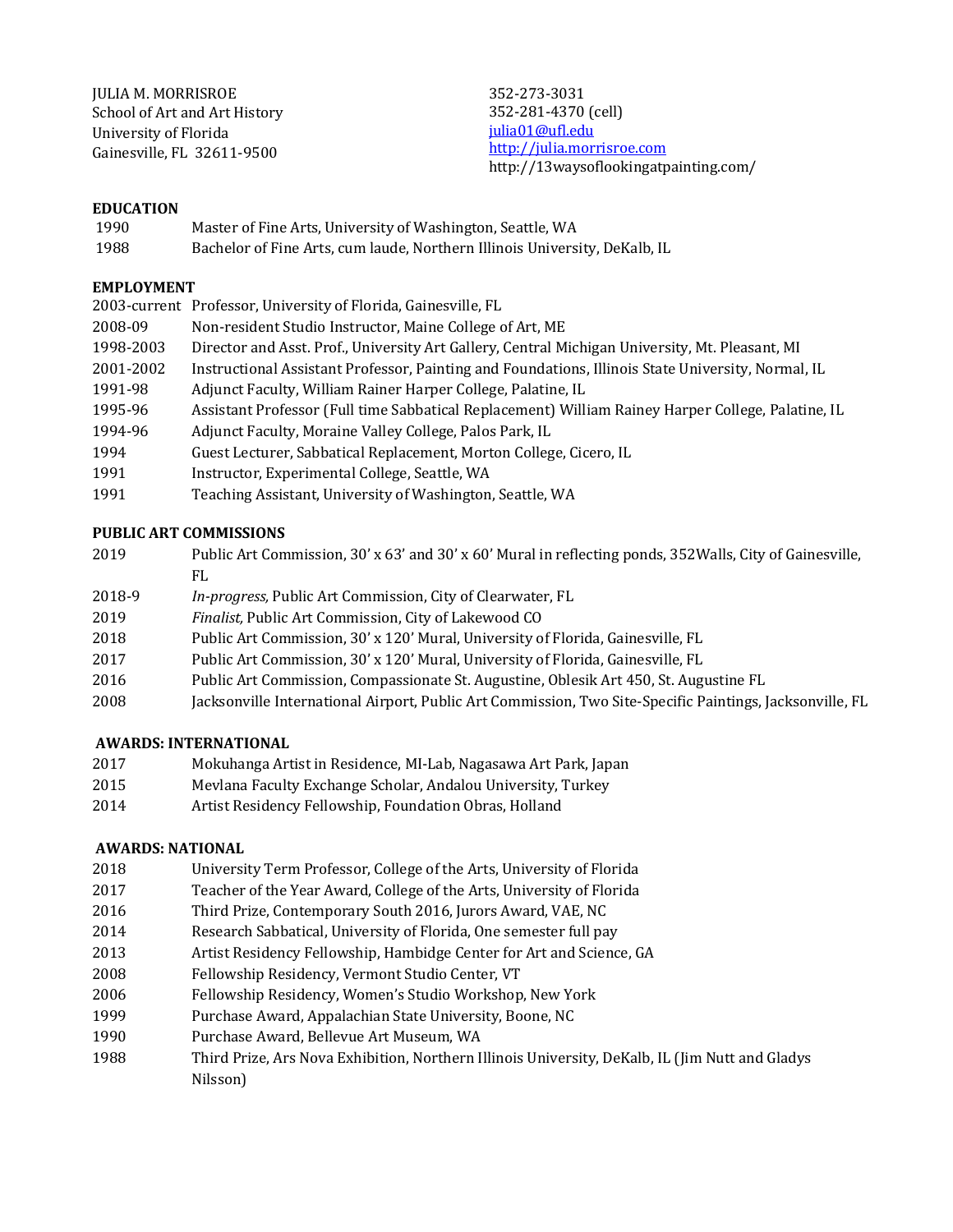JULIA M. MORRISROE
School of Art and Art History
University of Florida
Gainesville, FL 32611-9500

352-273-3031
352-281-4370 (cell)
julia01@ufl.edu
http://julia.morrisroe.com
http://13waysoflookingatpainting.com/

## EDUCATION

1990 Master of Fine Arts, University of Washington, Seattle, WA
1988 Bachelor of Fine Arts, cum laude, Northern Illinois University, DeKalb, IL

## EMPLOYMENT

2003-current Professor, University of Florida, Gainesville, FL
2008-09 Non-resident Studio Instructor, Maine College of Art, ME
1998-2003 Director and Asst. Prof., University Art Gallery, Central Michigan University, Mt. Pleasant, MI
2001-2002 Instructional Assistant Professor, Painting and Foundations, Illinois State University, Normal, IL
1991-98 Adjunct Faculty, William Rainer Harper College, Palatine, IL
1995-96 Assistant Professor (Full time Sabbatical Replacement) William Rainey Harper College, Palatine, IL
1994-96 Adjunct Faculty, Moraine Valley College, Palos Park, IL
1994 Guest Lecturer, Sabbatical Replacement, Morton College, Cicero, IL
1991 Instructor, Experimental College, Seattle, WA
1991 Teaching Assistant, University of Washington, Seattle, WA

## PUBLIC ART COMMISSIONS

2019 Public Art Commission, 30' x 63' and 30' x 60' Mural in reflecting ponds, 352Walls, City of Gainesville, FL
2018-9 *In-progress,* Public Art Commission, City of Clearwater, FL
2019 *Finalist,* Public Art Commission, City of Lakewood CO
2018 Public Art Commission, 30' x 120' Mural, University of Florida, Gainesville, FL
2017 Public Art Commission, 30' x 120' Mural, University of Florida, Gainesville, FL
2016 Public Art Commission, Compassionate St. Augustine, Oblesik Art 450, St. Augustine FL
2008 Jacksonville International Airport, Public Art Commission, Two Site-Specific Paintings, Jacksonville, FL

## AWARDS: INTERNATIONAL

2017 Mokuhanga Artist in Residence, MI-Lab, Nagasawa Art Park, Japan
2015 Mevlana Faculty Exchange Scholar, Andalou University, Turkey
2014 Artist Residency Fellowship, Foundation Obras, Holland

## AWARDS: NATIONAL

2018 University Term Professor, College of the Arts, University of Florida
2017 Teacher of the Year Award, College of the Arts, University of Florida
2016 Third Prize, Contemporary South 2016, Jurors Award, VAE, NC
2014 Research Sabbatical, University of Florida, One semester full pay
2013 Artist Residency Fellowship, Hambidge Center for Art and Science, GA
2008 Fellowship Residency, Vermont Studio Center, VT
2006 Fellowship Residency, Women's Studio Workshop, New York
1999 Purchase Award, Appalachian State University, Boone, NC
1990 Purchase Award, Bellevue Art Museum, WA
1988 Third Prize, Ars Nova Exhibition, Northern Illinois University, DeKalb, IL (Jim Nutt and Gladys Nilsson)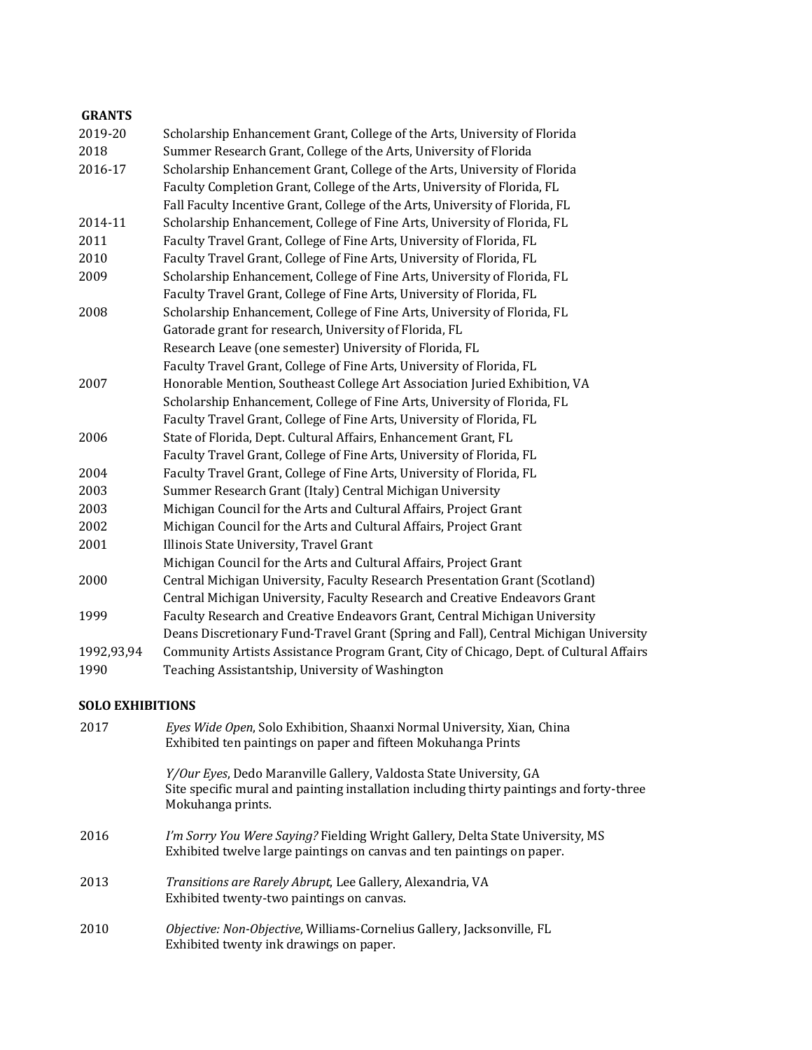## GRANTS

| | |
|---|---|
| 2019-20 | Scholarship Enhancement Grant, College of the Arts, University of Florida |
| 2018 | Summer Research Grant, College of the Arts, University of Florida |
| 2016-17 | Scholarship Enhancement Grant, College of the Arts, University of Florida |
| | Faculty Completion Grant, College of the Arts, University of Florida, FL |
| | Fall Faculty Incentive Grant, College of the Arts, University of Florida, FL |
| 2014-11 | Scholarship Enhancement, College of Fine Arts, University of Florida, FL |
| 2011 | Faculty Travel Grant, College of Fine Arts, University of Florida, FL |
| 2010 | Faculty Travel Grant, College of Fine Arts, University of Florida, FL |
| 2009 | Scholarship Enhancement, College of Fine Arts, University of Florida, FL |
| | Faculty Travel Grant, College of Fine Arts, University of Florida, FL |
| 2008 | Scholarship Enhancement, College of Fine Arts, University of Florida, FL |
| | Gatorade grant for research, University of Florida, FL |
| | Research Leave (one semester) University of Florida, FL |
| | Faculty Travel Grant, College of Fine Arts, University of Florida, FL |
| 2007 | Honorable Mention, Southeast College Art Association Juried Exhibition, VA |
| | Scholarship Enhancement, College of Fine Arts, University of Florida, FL |
| | Faculty Travel Grant, College of Fine Arts, University of Florida, FL |
| 2006 | State of Florida, Dept. Cultural Affairs, Enhancement Grant, FL |
| | Faculty Travel Grant, College of Fine Arts, University of Florida, FL |
| 2004 | Faculty Travel Grant, College of Fine Arts, University of Florida, FL |
| 2003 | Summer Research Grant (Italy) Central Michigan University |
| 2003 | Michigan Council for the Arts and Cultural Affairs, Project Grant |
| 2002 | Michigan Council for the Arts and Cultural Affairs, Project Grant |
| 2001 | Illinois State University, Travel Grant |
| | Michigan Council for the Arts and Cultural Affairs, Project Grant |
| 2000 | Central Michigan University, Faculty Research Presentation Grant (Scotland) |
| | Central Michigan University, Faculty Research and Creative Endeavors Grant |
| 1999 | Faculty Research and Creative Endeavors Grant, Central Michigan University |
| | Deans Discretionary Fund-Travel Grant (Spring and Fall), Central Michigan University |
| 1992,93,94 | Community Artists Assistance Program Grant, City of Chicago, Dept. of Cultural Affairs |
| 1990 | Teaching Assistantship, University of Washington |

## SOLO EXHIBITIONS

**2017**

*Eyes Wide Open*, Solo Exhibition, Shaanxi Normal University, Xian, China
Exhibited ten paintings on paper and fifteen Mokuhanga Prints

*Y/Our Eyes*, Dedo Maranville Gallery, Valdosta State University, GA
Site specific mural and painting installation including thirty paintings and forty-three Mokuhanga prints.

**2016**

*I'm Sorry You Were Saying?* Fielding Wright Gallery, Delta State University, MS
Exhibited twelve large paintings on canvas and ten paintings on paper.

**2013**

*Transitions are Rarely Abrupt*, Lee Gallery, Alexandria, VA
Exhibited twenty-two paintings on canvas.

**2010**

*Objective: Non-Objective*, Williams-Cornelius Gallery, Jacksonville, FL
Exhibited twenty ink drawings on paper.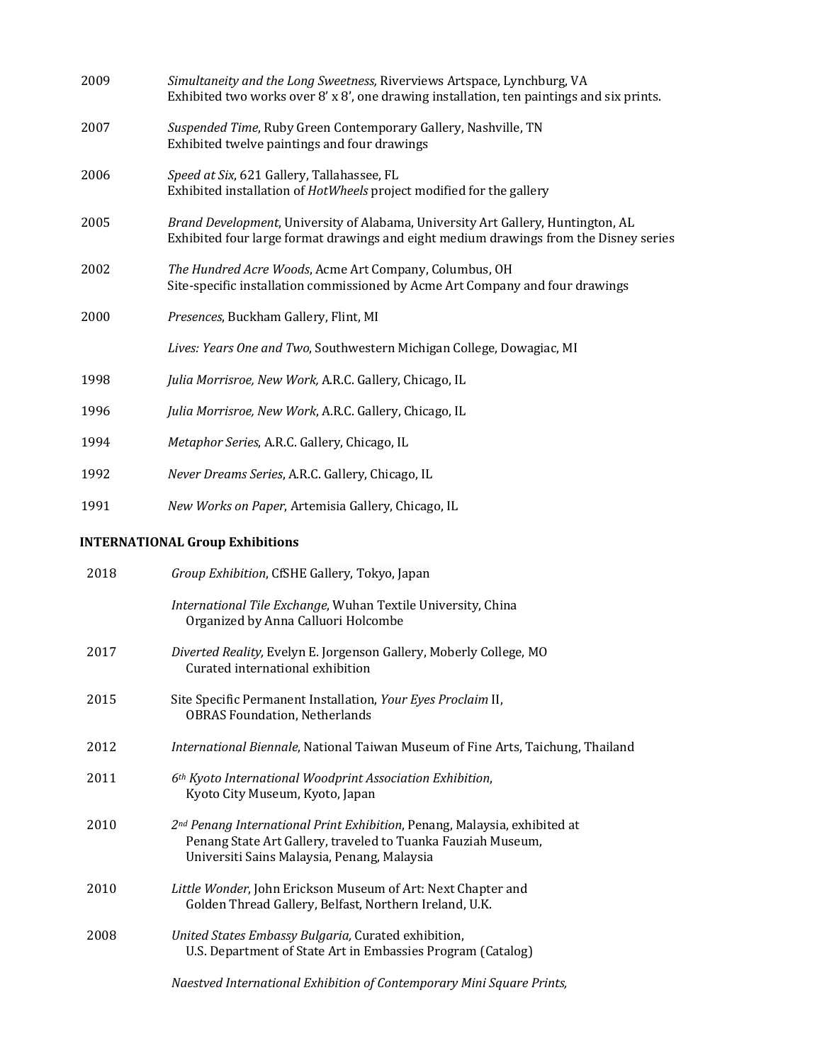2009 *Simultaneity and the Long Sweetness,* Riverviews Artspace, Lynchburg, VA
Exhibited two works over 8' x 8', one drawing installation, ten paintings and six prints.

2007 *Suspended Time*, Ruby Green Contemporary Gallery, Nashville, TN
Exhibited twelve paintings and four drawings

2006 *Speed at Six*, 621 Gallery, Tallahassee, FL
Exhibited installation of *HotWheels* project modified for the gallery

2005 *Brand Development*, University of Alabama, University Art Gallery, Huntington, AL
Exhibited four large format drawings and eight medium drawings from the Disney series

2002 *The Hundred Acre Woods*, Acme Art Company, Columbus, OH
Site-specific installation commissioned by Acme Art Company and four drawings

2000 *Presences*, Buckham Gallery, Flint, MI

*Lives: Years One and Two*, Southwestern Michigan College, Dowagiac, MI

1998 *Julia Morrisroe, New Work,* A.R.C. Gallery, Chicago, IL

1996 *Julia Morrisroe, New Work*, A.R.C. Gallery, Chicago, IL

1994 *Metaphor Series*, A.R.C. Gallery, Chicago, IL

1992 *Never Dreams Series*, A.R.C. Gallery, Chicago, IL

1991 *New Works on Paper*, Artemisia Gallery, Chicago, IL

**INTERNATIONAL Group Exhibitions**

2018 *Group Exhibition*, CfSHE Gallery, Tokyo, Japan

*International Tile Exchange*, Wuhan Textile University, China
Organized by Anna Calluori Holcombe

2017 *Diverted Reality,* Evelyn E. Jorgenson Gallery, Moberly College, MO
Curated international exhibition

2015 Site Specific Permanent Installation, *Your Eyes Proclaim* II,
OBRAS Foundation, Netherlands

2012 *International Biennale*, National Taiwan Museum of Fine Arts, Taichung, Thailand

2011 *6th Kyoto International Woodprint Association Exhibition*,
Kyoto City Museum, Kyoto, Japan

2010 *2nd Penang International Print Exhibition*, Penang, Malaysia, exhibited at
Penang State Art Gallery, traveled to Tuanka Fauziah Museum,
Universiti Sains Malaysia, Penang, Malaysia

2010 *Little Wonder*, John Erickson Museum of Art: Next Chapter and
Golden Thread Gallery, Belfast, Northern Ireland, U.K.

2008 *United States Embassy Bulgaria,* Curated exhibition,
U.S. Department of State Art in Embassies Program (Catalog)

*Naestved International Exhibition of Contemporary Mini Square Prints,*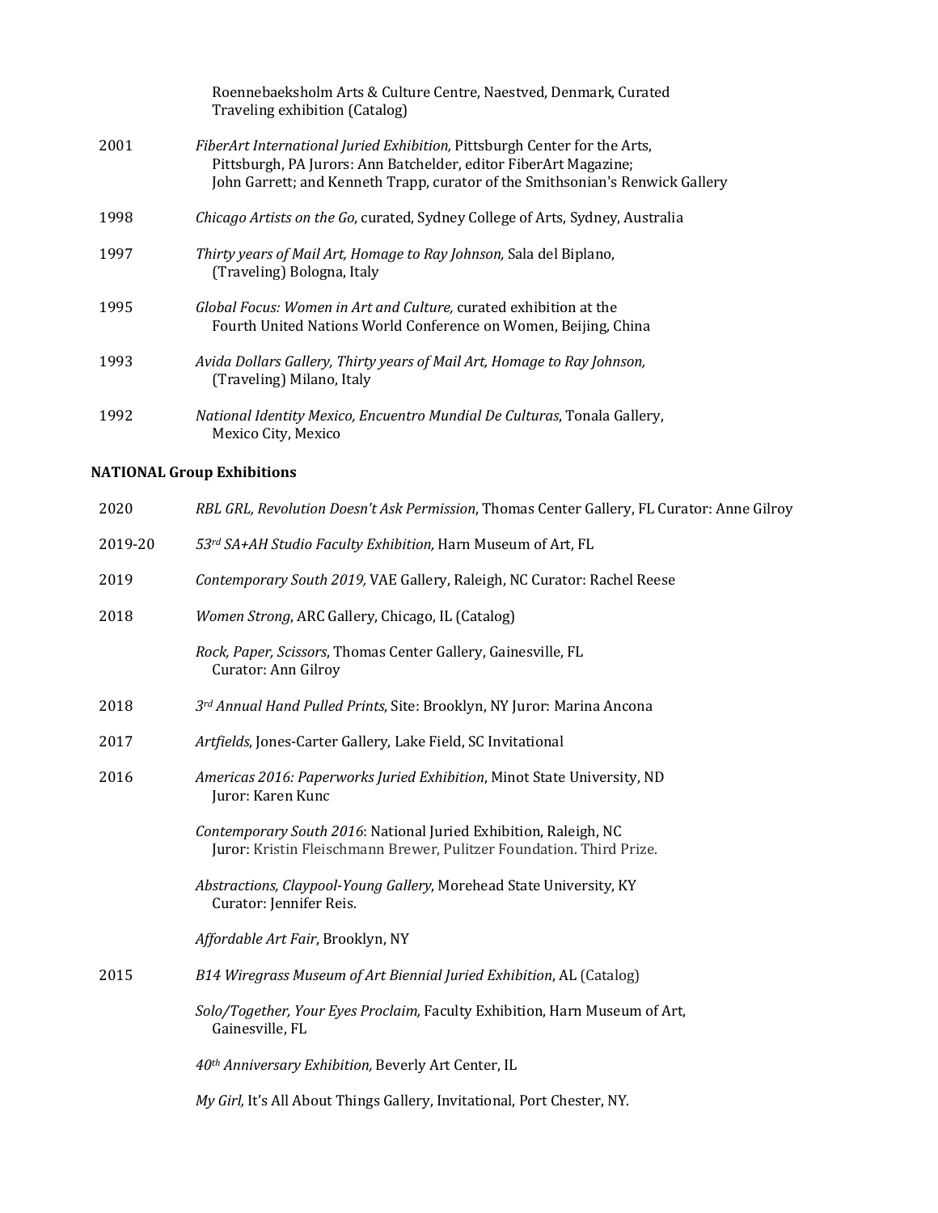Roennebaeksholm Arts & Culture Centre, Naestved, Denmark, Curated Traveling exhibition (Catalog)

2001 *FiberArt International Juried Exhibition,* Pittsburgh Center for the Arts, Pittsburgh, PA Jurors: Ann Batchelder, editor FiberArt Magazine; John Garrett; and Kenneth Trapp, curator of the Smithsonian's Renwick Gallery

1998 *Chicago Artists on the Go*, curated, Sydney College of Arts, Sydney, Australia

1997 *Thirty years of Mail Art, Homage to Ray Johnson,* Sala del Biplano, (Traveling) Bologna, Italy

1995 *Global Focus: Women in Art and Culture,* curated exhibition at the Fourth United Nations World Conference on Women, Beijing, China

1993 *Avida Dollars Gallery, Thirty years of Mail Art, Homage to Ray Johnson,* (Traveling) Milano, Italy

1992 *National Identity Mexico, Encuentro Mundial De Culturas*, Tonala Gallery, Mexico City, Mexico

**NATIONAL Group Exhibitions**

2020 *RBL GRL, Revolution Doesn't Ask Permission*, Thomas Center Gallery, FL Curator: Anne Gilroy

2019-20 *53rd SA+AH Studio Faculty Exhibition,* Harn Museum of Art, FL

2019 *Contemporary South 2019,* VAE Gallery, Raleigh, NC Curator: Rachel Reese

2018 *Women Strong*, ARC Gallery, Chicago, IL (Catalog)

*Rock, Paper, Scissors*, Thomas Center Gallery, Gainesville, FL Curator: Ann Gilroy

2018 *3rd Annual Hand Pulled Prints*, Site: Brooklyn, NY Juror: Marina Ancona

2017 *Artfields*, Jones-Carter Gallery, Lake Field, SC Invitational

2016 *Americas 2016: Paperworks Juried Exhibition*, Minot State University, ND Juror: Karen Kunc

*Contemporary South 2016*: National Juried Exhibition, Raleigh, NC Juror: Kristin Fleischmann Brewer, Pulitzer Foundation. Third Prize.

*Abstractions, Claypool-Young Gallery*, Morehead State University, KY Curator: Jennifer Reis.

*Affordable Art Fair*, Brooklyn, NY

2015 *B14 Wiregrass Museum of Art Biennial Juried Exhibition*, AL (Catalog)

*Solo/Together, Your Eyes Proclaim,* Faculty Exhibition, Harn Museum of Art, Gainesville, FL

*40th Anniversary Exhibition,* Beverly Art Center, IL

*My Girl,* It's All About Things Gallery, Invitational, Port Chester, NY.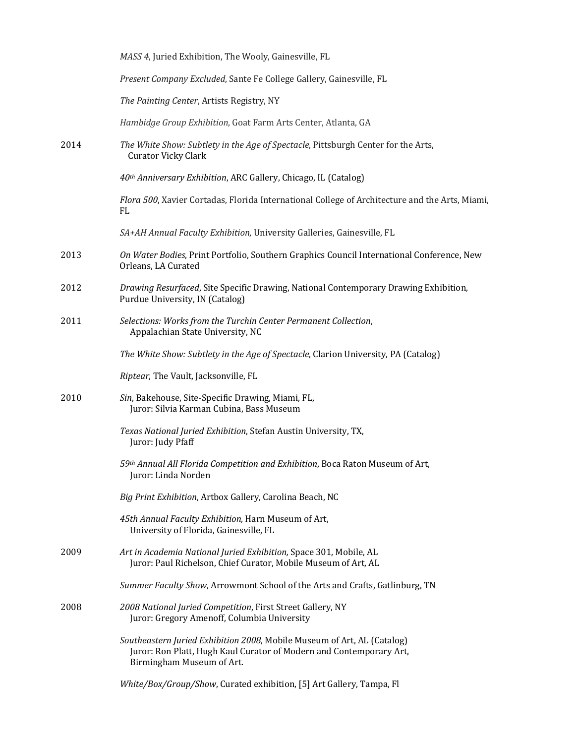*MASS 4*, Juried Exhibition, The Wooly, Gainesville, FL

*Present Company Excluded*, Sante Fe College Gallery, Gainesville, FL

*The Painting Center*, Artists Registry, NY

*Hambidge Group Exhibition*, Goat Farm Arts Center, Atlanta, GA

2014 *The White Show: Subtlety in the Age of Spectacle*, Pittsburgh Center for the Arts, Curator Vicky Clark

*40th Anniversary Exhibition*, ARC Gallery, Chicago, IL (Catalog)

*Flora 500*, Xavier Cortadas, Florida International College of Architecture and the Arts, Miami, FL

*SA+AH Annual Faculty Exhibition,* University Galleries, Gainesville, FL

2013 *On Water Bodies*, Print Portfolio, Southern Graphics Council International Conference, New Orleans, LA Curated

2012 *Drawing Resurfaced*, Site Specific Drawing, National Contemporary Drawing Exhibition, Purdue University, IN (Catalog)

2011 *Selections: Works from the Turchin Center Permanent Collection*, Appalachian State University, NC

*The White Show: Subtlety in the Age of Spectacle*, Clarion University, PA (Catalog)

*Riptear*, The Vault, Jacksonville, FL

2010 *Sin*, Bakehouse, Site-Specific Drawing, Miami, FL, Juror: Silvia Karman Cubina, Bass Museum

*Texas National Juried Exhibition*, Stefan Austin University, TX, Juror: Judy Pfaff

*59th Annual All Florida Competition and Exhibition*, Boca Raton Museum of Art, Juror: Linda Norden

*Big Print Exhibition*, Artbox Gallery, Carolina Beach, NC

*45th Annual Faculty Exhibition,* Harn Museum of Art, University of Florida, Gainesville, FL

2009 *Art in Academia National Juried Exhibition,* Space 301, Mobile, AL Juror: Paul Richelson, Chief Curator, Mobile Museum of Art, AL

*Summer Faculty Show*, Arrowmont School of the Arts and Crafts, Gatlinburg, TN

2008 *2008 National Juried Competition*, First Street Gallery, NY Juror: Gregory Amenoff, Columbia University

*Southeastern Juried Exhibition 2008*, Mobile Museum of Art, AL (Catalog) Juror: Ron Platt, Hugh Kaul Curator of Modern and Contemporary Art, Birmingham Museum of Art.

*White/Box/Group/Show*, Curated exhibition, [5] Art Gallery, Tampa, Fl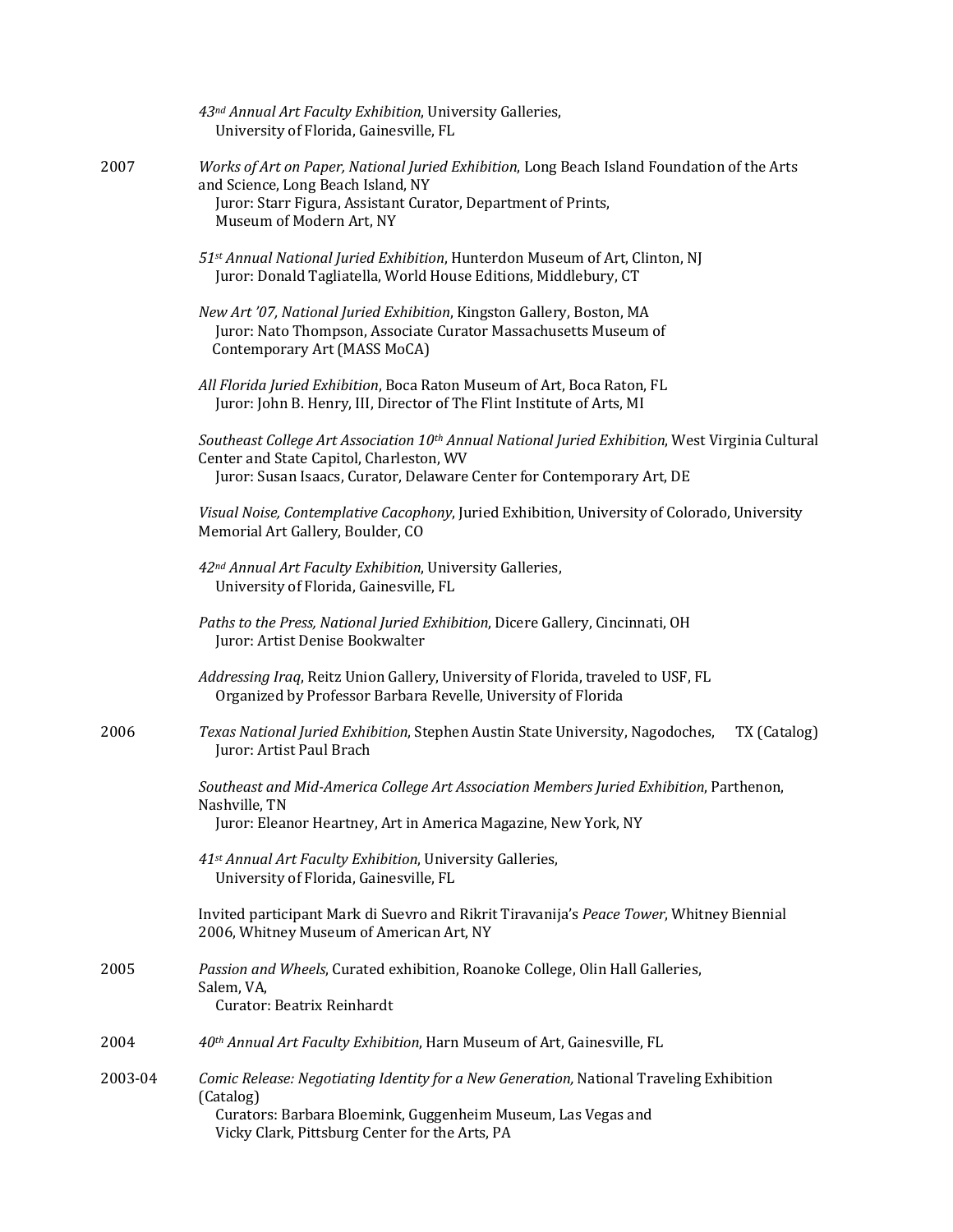*43[nd] Annual Art Faculty Exhibition*, University Galleries, University of Florida, Gainesville, FL

**2007**

*Works of Art on Paper, National Juried Exhibition*, Long Beach Island Foundation of the Arts and Science, Long Beach Island, NY
Juror: Starr Figura, Assistant Curator, Department of Prints, Museum of Modern Art, NY

*51[st] Annual National Juried Exhibition*, Hunterdon Museum of Art, Clinton, NJ
Juror: Donald Tagliatella, World House Editions, Middlebury, CT

*New Art '07, National Juried Exhibition*, Kingston Gallery, Boston, MA
Juror: Nato Thompson, Associate Curator Massachusetts Museum of Contemporary Art (MASS MoCA)

*All Florida Juried Exhibition*, Boca Raton Museum of Art, Boca Raton, FL
Juror: John B. Henry, III, Director of The Flint Institute of Arts, MI

*Southeast College Art Association 10[th] Annual National Juried Exhibition*, West Virginia Cultural Center and State Capitol, Charleston, WV
Juror: Susan Isaacs, Curator, Delaware Center for Contemporary Art, DE

*Visual Noise, Contemplative Cacophony*, Juried Exhibition, University of Colorado, University Memorial Art Gallery, Boulder, CO

*42[nd] Annual Art Faculty Exhibition*, University Galleries, University of Florida, Gainesville, FL

*Paths to the Press, National Juried Exhibition*, Dicere Gallery, Cincinnati, OH
Juror: Artist Denise Bookwalter

*Addressing Iraq*, Reitz Union Gallery, University of Florida, traveled to USF, FL
Organized by Professor Barbara Revelle, University of Florida

**2006**

*Texas National Juried Exhibition*, Stephen Austin State University, Nagodoches, TX (Catalog)
Juror: Artist Paul Brach

*Southeast and Mid-America College Art Association Members Juried Exhibition*, Parthenon, Nashville, TN
Juror: Eleanor Heartney, Art in America Magazine, New York, NY

*41[st] Annual Art Faculty Exhibition*, University Galleries, University of Florida, Gainesville, FL

Invited participant Mark di Suevro and Rikrit Tiravanija's *Peace Tower*, Whitney Biennial 2006, Whitney Museum of American Art, NY

**2005**

*Passion and Wheels*, Curated exhibition, Roanoke College, Olin Hall Galleries, Salem, VA,
Curator: Beatrix Reinhardt

**2004**

*40[th] Annual Art Faculty Exhibition*, Harn Museum of Art, Gainesville, FL

**2003-04**

*Comic Release: Negotiating Identity for a New Generation,* National Traveling Exhibition (Catalog)
Curators: Barbara Bloemink, Guggenheim Museum, Las Vegas and Vicky Clark, Pittsburg Center for the Arts, PA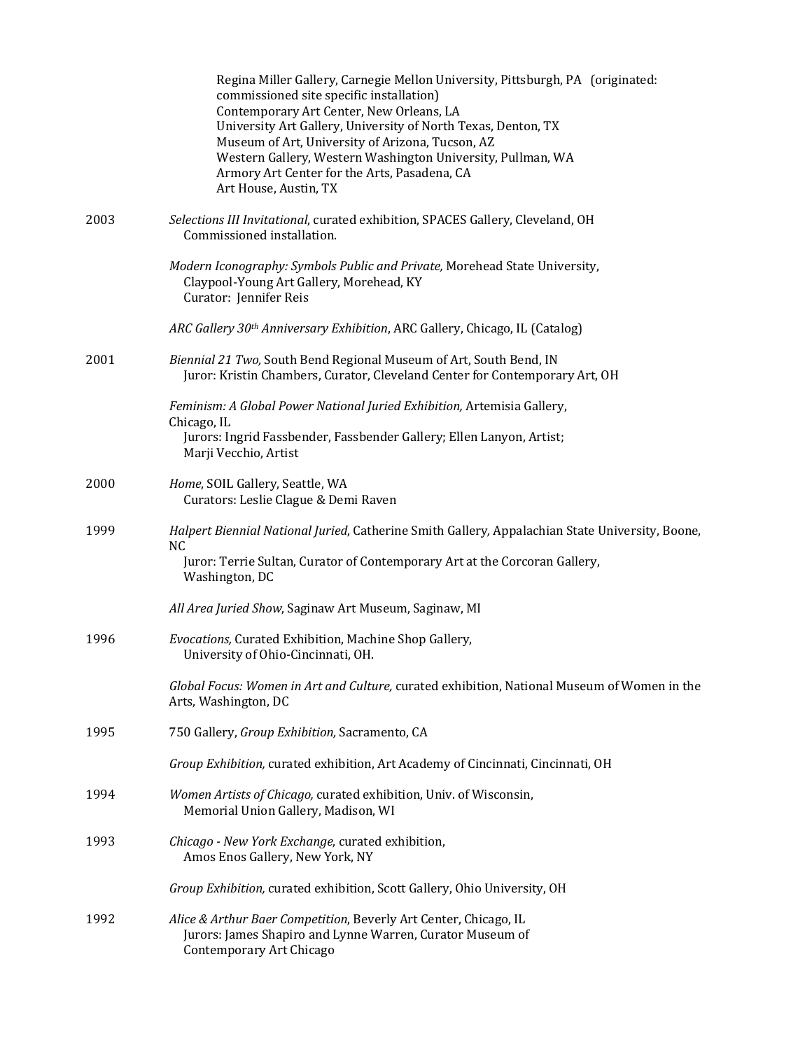Regina Miller Gallery, Carnegie Mellon University, Pittsburgh, PA (originated: commissioned site specific installation)
Contemporary Art Center, New Orleans, LA
University Art Gallery, University of North Texas, Denton, TX
Museum of Art, University of Arizona, Tucson, AZ
Western Gallery, Western Washington University, Pullman, WA
Armory Art Center for the Arts, Pasadena, CA
Art House, Austin, TX

2003 *Selections III Invitational*, curated exhibition, SPACES Gallery, Cleveland, OH
Commissioned installation.

*Modern Iconography: Symbols Public and Private,* Morehead State University, Claypool-Young Art Gallery, Morehead, KY
Curator: Jennifer Reis

*ARC Gallery 30th Anniversary Exhibition*, ARC Gallery, Chicago, IL (Catalog)

2001 *Biennial 21 Two,* South Bend Regional Museum of Art, South Bend, IN
Juror: Kristin Chambers, Curator, Cleveland Center for Contemporary Art, OH

*Feminism: A Global Power National Juried Exhibition,* Artemisia Gallery, Chicago, IL
Jurors: Ingrid Fassbender, Fassbender Gallery; Ellen Lanyon, Artist; Marji Vecchio, Artist

2000 *Home*, SOIL Gallery, Seattle, WA
Curators: Leslie Clague & Demi Raven

1999 *Halpert Biennial National Juried*, Catherine Smith Gallery, Appalachian State University, Boone, NC
Juror: Terrie Sultan, Curator of Contemporary Art at the Corcoran Gallery, Washington, DC

*All Area Juried Show*, Saginaw Art Museum, Saginaw, MI

1996 *Evocations,* Curated Exhibition, Machine Shop Gallery, University of Ohio-Cincinnati, OH.

*Global Focus: Women in Art and Culture,* curated exhibition, National Museum of Women in the Arts, Washington, DC

1995 750 Gallery, *Group Exhibition,* Sacramento, CA

*Group Exhibition,* curated exhibition, Art Academy of Cincinnati, Cincinnati, OH

1994 *Women Artists of Chicago,* curated exhibition, Univ. of Wisconsin, Memorial Union Gallery, Madison, WI

1993 *Chicago - New York Exchange*, curated exhibition, Amos Enos Gallery, New York, NY

*Group Exhibition,* curated exhibition, Scott Gallery, Ohio University, OH

1992 *Alice & Arthur Baer Competition*, Beverly Art Center, Chicago, IL
Jurors: James Shapiro and Lynne Warren, Curator Museum of Contemporary Art Chicago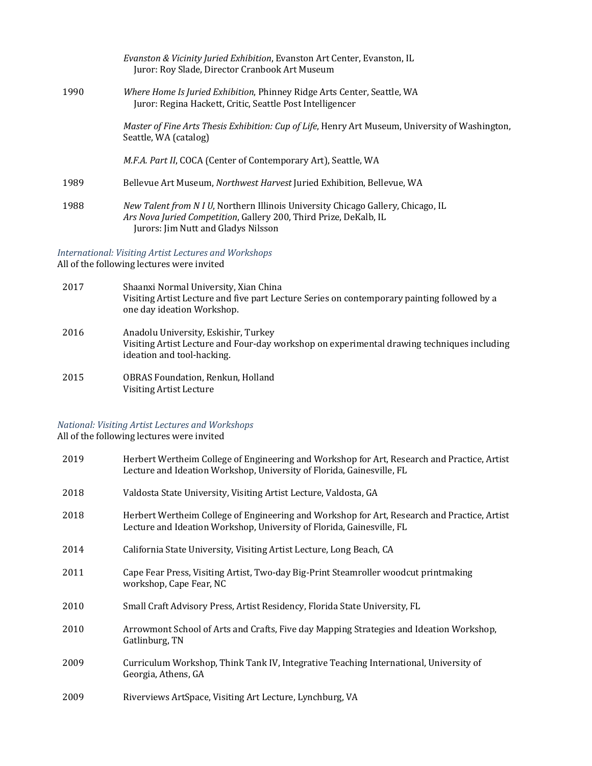| | |
|---|---|
| | *Evanston & Vicinity Juried Exhibition*, Evanston Art Center, Evanston, IL<br>Juror: Roy Slade, Director Cranbook Art Museum |
| 1990 | *Where Home Is Juried Exhibition*, Phinney Ridge Arts Center, Seattle, WA<br>Juror: Regina Hackett, Critic, Seattle Post Intelligencer |
| | *Master of Fine Arts Thesis Exhibition: Cup of Life*, Henry Art Museum, University of Washington, Seattle, WA (catalog) |
| | *M.F.A. Part II*, COCA (Center of Contemporary Art), Seattle, WA |
| 1989 | Bellevue Art Museum, *Northwest Harvest* Juried Exhibition, Bellevue, WA |
| 1988 | *New Talent from N I U*, Northern Illinois University Chicago Gallery, Chicago, IL<br>*Ars Nova Juried Competition*, Gallery 200, Third Prize, DeKalb, IL<br>Jurors: Jim Nutt and Gladys Nilsson |

*International: Visiting Artist Lectures and Workshops*
All of the following lectures were invited

| | |
|---|---|
| 2017 | Shaanxi Normal University, Xian China<br>Visiting Artist Lecture and five part Lecture Series on contemporary painting followed by a one day ideation Workshop. |
| 2016 | Anadolu University, Eskishir, Turkey<br>Visiting Artist Lecture and Four-day workshop on experimental drawing techniques including ideation and tool-hacking. |
| 2015 | OBRAS Foundation, Renkun, Holland<br>Visiting Artist Lecture |

*National: Visiting Artist Lectures and Workshops*
All of the following lectures were invited

| | |
|---|---|
| 2019 | Herbert Wertheim College of Engineering and Workshop for Art, Research and Practice, Artist Lecture and Ideation Workshop, University of Florida, Gainesville, FL |
| 2018 | Valdosta State University, Visiting Artist Lecture, Valdosta, GA |
| 2018 | Herbert Wertheim College of Engineering and Workshop for Art, Research and Practice, Artist Lecture and Ideation Workshop, University of Florida, Gainesville, FL |
| 2014 | California State University, Visiting Artist Lecture, Long Beach, CA |
| 2011 | Cape Fear Press, Visiting Artist, Two-day Big-Print Steamroller woodcut printmaking workshop, Cape Fear, NC |
| 2010 | Small Craft Advisory Press, Artist Residency, Florida State University, FL |
| 2010 | Arrowmont School of Arts and Crafts, Five day Mapping Strategies and Ideation Workshop, Gatlinburg, TN |
| 2009 | Curriculum Workshop, Think Tank IV, Integrative Teaching International, University of Georgia, Athens, GA |
| 2009 | Riverviews ArtSpace, Visiting Art Lecture, Lynchburg, VA |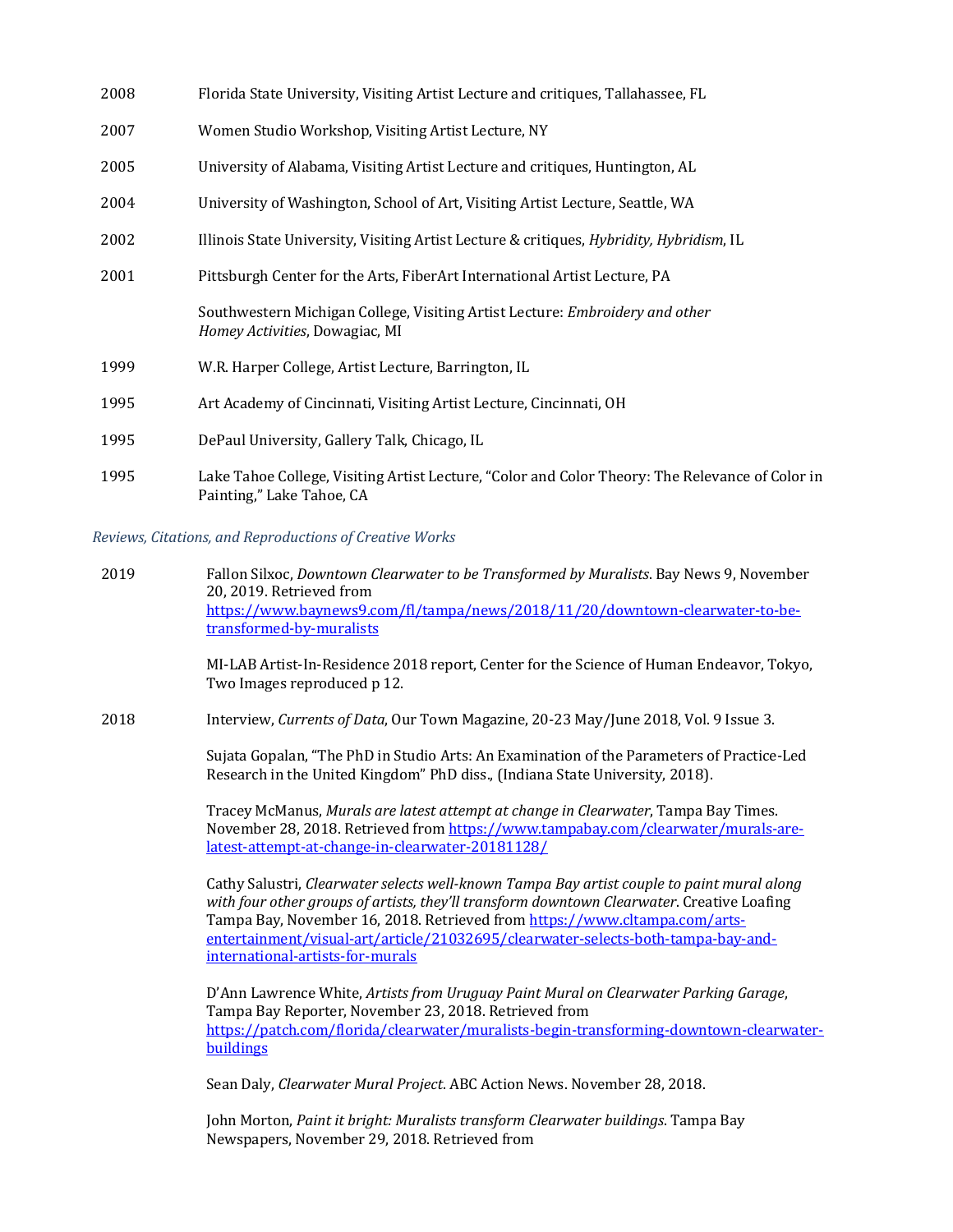2008 Florida State University, Visiting Artist Lecture and critiques, Tallahassee, FL

2007 Women Studio Workshop, Visiting Artist Lecture, NY

2005 University of Alabama, Visiting Artist Lecture and critiques, Huntington, AL

2004 University of Washington, School of Art, Visiting Artist Lecture, Seattle, WA

2002 Illinois State University, Visiting Artist Lecture & critiques, *Hybridity, Hybridism*, IL

2001 Pittsburgh Center for the Arts, FiberArt International Artist Lecture, PA

Southwestern Michigan College, Visiting Artist Lecture: *Embroidery and other Homey Activities*, Dowagiac, MI

1999 W.R. Harper College, Artist Lecture, Barrington, IL

1995 Art Academy of Cincinnati, Visiting Artist Lecture, Cincinnati, OH

1995 DePaul University, Gallery Talk, Chicago, IL

1995 Lake Tahoe College, Visiting Artist Lecture, "Color and Color Theory: The Relevance of Color in Painting," Lake Tahoe, CA

*Reviews, Citations, and Reproductions of Creative Works*

2019 Fallon Silxoc, *Downtown Clearwater to be Transformed by Muralists*. Bay News 9, November 20, 2019. Retrieved from https://www.baynews9.com/fl/tampa/news/2018/11/20/downtown-clearwater-to-be-transformed-by-muralists

MI-LAB Artist-In-Residence 2018 report, Center for the Science of Human Endeavor, Tokyo, Two Images reproduced p 12.

2018 Interview, *Currents of Data*, Our Town Magazine, 20-23 May/June 2018, Vol. 9 Issue 3.

Sujata Gopalan, "The PhD in Studio Arts: An Examination of the Parameters of Practice-Led Research in the United Kingdom" PhD diss., (Indiana State University, 2018).

Tracey McManus, *Murals are latest attempt at change in Clearwater*, Tampa Bay Times. November 28, 2018. Retrieved from https://www.tampabay.com/clearwater/murals-are-latest-attempt-at-change-in-clearwater-20181128/

Cathy Salustri, *Clearwater selects well-known Tampa Bay artist couple to paint mural along with four other groups of artists, they'll transform downtown Clearwater*. Creative Loafing Tampa Bay, November 16, 2018. Retrieved from https://www.cltampa.com/arts-entertainment/visual-art/article/21032695/clearwater-selects-both-tampa-bay-and-international-artists-for-murals

D'Ann Lawrence White, *Artists from Uruguay Paint Mural on Clearwater Parking Garage*, Tampa Bay Reporter, November 23, 2018. Retrieved from https://patch.com/florida/clearwater/muralists-begin-transforming-downtown-clearwater-buildings

Sean Daly, *Clearwater Mural Project*. ABC Action News. November 28, 2018.

John Morton, *Paint it bright: Muralists transform Clearwater buildings*. Tampa Bay Newspapers, November 29, 2018. Retrieved from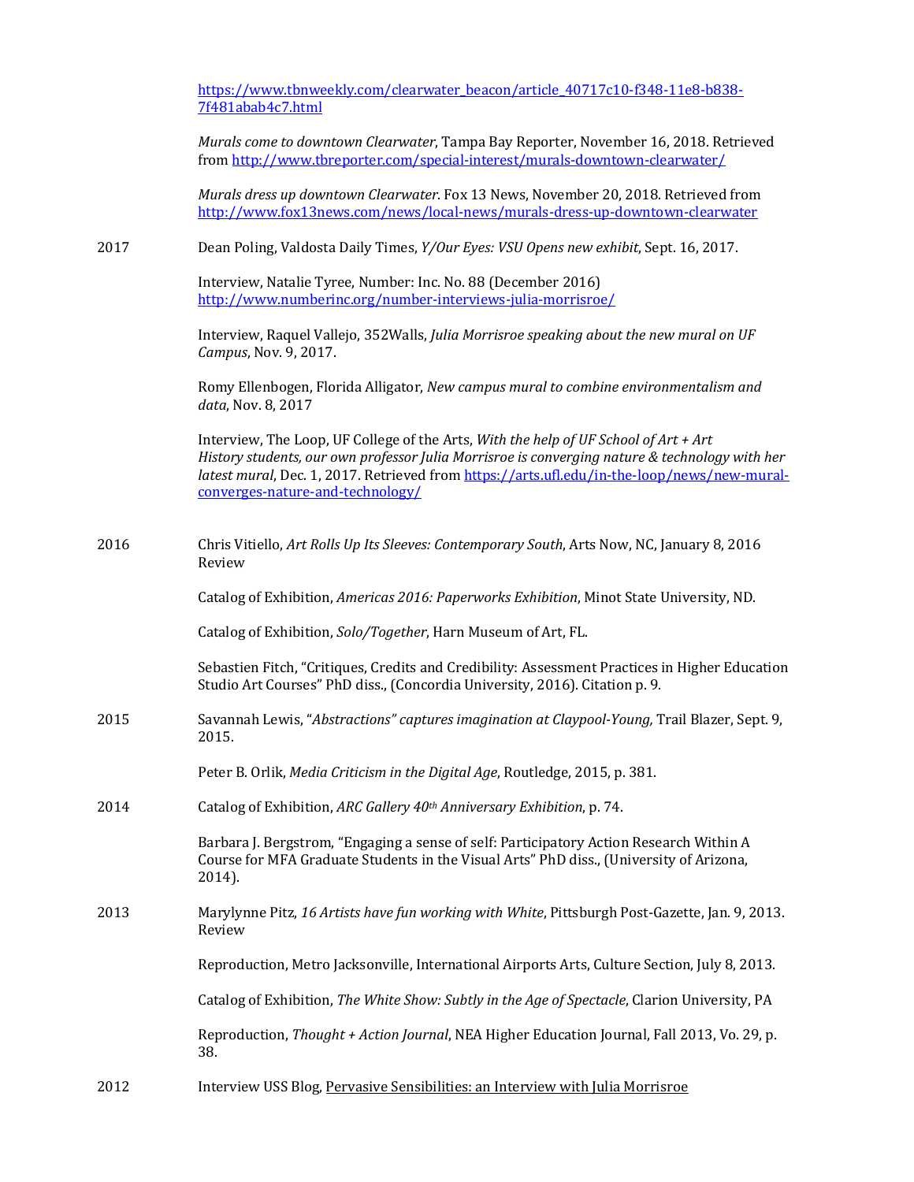https://www.tbnweekly.com/clearwater_beacon/article_40717c10-f348-11e8-b838-7f481abab4c7.html

*Murals come to downtown Clearwater*, Tampa Bay Reporter, November 16, 2018. Retrieved from http://www.tbreporter.com/special-interest/murals-downtown-clearwater/

*Murals dress up downtown Clearwater*. Fox 13 News, November 20, 2018. Retrieved from http://www.fox13news.com/news/local-news/murals-dress-up-downtown-clearwater

2017

Dean Poling, Valdosta Daily Times, *Y/Our Eyes: VSU Opens new exhibit*, Sept. 16, 2017.

Interview, Natalie Tyree, Number: Inc. No. 88 (December 2016) http://www.numberinc.org/number-interviews-julia-morrisroe/

Interview, Raquel Vallejo, 352Walls, *Julia Morrisroe speaking about the new mural on UF Campus*, Nov. 9, 2017.

Romy Ellenbogen, Florida Alligator, *New campus mural to combine environmentalism and data*, Nov. 8, 2017

Interview, The Loop, UF College of the Arts, *With the help of UF School of Art + Art History students, our own professor Julia Morrisroe is converging nature & technology with her latest mural*, Dec. 1, 2017. Retrieved from https://arts.ufl.edu/in-the-loop/news/new-mural-converges-nature-and-technology/

2016

Chris Vitiello, *Art Rolls Up Its Sleeves: Contemporary South*, Arts Now, NC, January 8, 2016 Review

Catalog of Exhibition, *Americas 2016: Paperworks Exhibition*, Minot State University, ND.

Catalog of Exhibition, *Solo/Together*, Harn Museum of Art, FL.

Sebastien Fitch, "Critiques, Credits and Credibility: Assessment Practices in Higher Education Studio Art Courses" PhD diss., (Concordia University, 2016). Citation p. 9.

2015

Savannah Lewis, "*Abstractions" captures imagination at Claypool-Young,* Trail Blazer, Sept. 9, 2015.

Peter B. Orlik, *Media Criticism in the Digital Age*, Routledge, 2015, p. 381.

2014

Catalog of Exhibition, *ARC Gallery 40th Anniversary Exhibition*, p. 74.

Barbara J. Bergstrom, "Engaging a sense of self: Participatory Action Research Within A Course for MFA Graduate Students in the Visual Arts" PhD diss., (University of Arizona, 2014).

2013

Marylynne Pitz, *16 Artists have fun working with White*, Pittsburgh Post-Gazette, Jan. 9, 2013. Review

Reproduction, Metro Jacksonville, International Airports Arts, Culture Section, July 8, 2013.

Catalog of Exhibition, *The White Show: Subtly in the Age of Spectacle*, Clarion University, PA

Reproduction, *Thought + Action Journal*, NEA Higher Education Journal, Fall 2013, Vo. 29, p. 38.

2012

Interview USS Blog, Pervasive Sensibilities: an Interview with Julia Morrisroe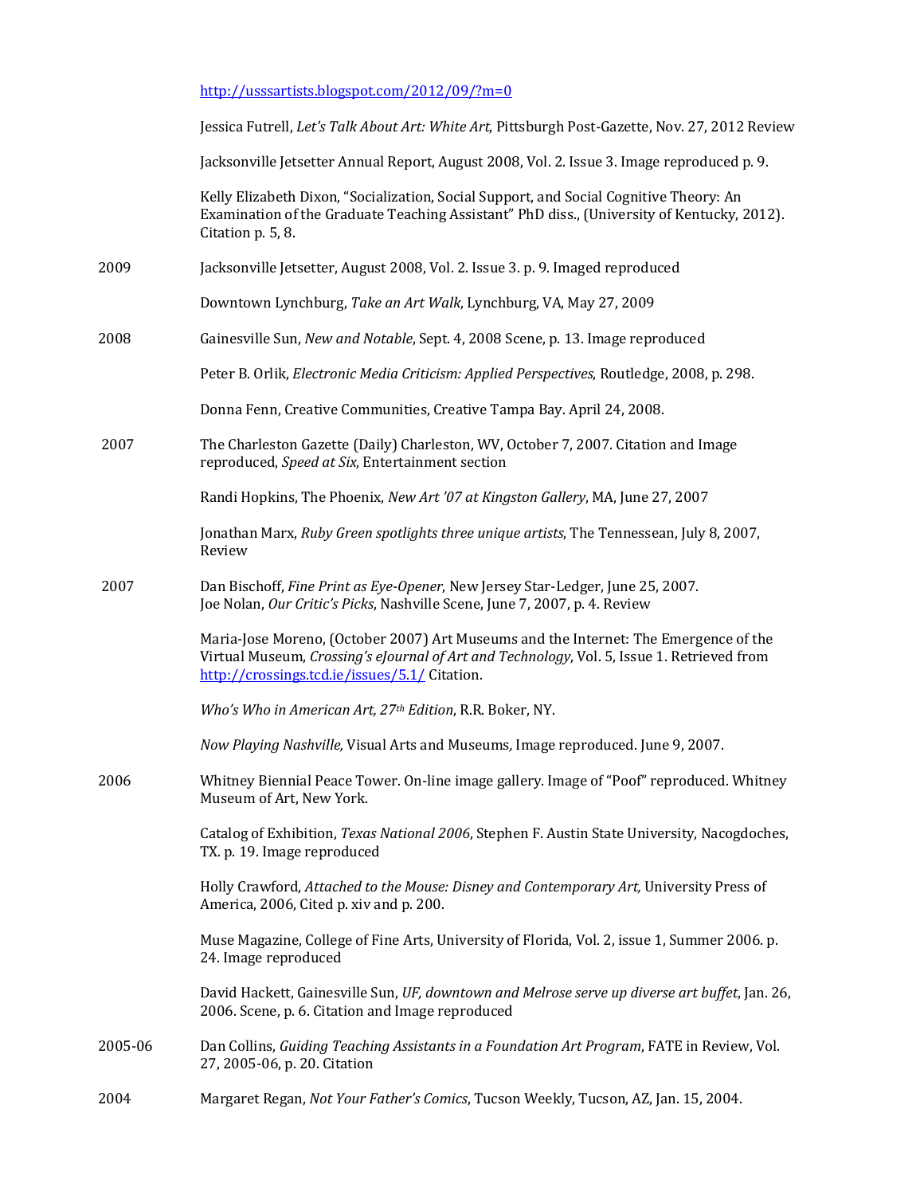http://usssartists.blogspot.com/2012/09/?m=0

Jessica Futrell, *Let's Talk About Art: White Art*, Pittsburgh Post-Gazette, Nov. 27, 2012 Review

Jacksonville Jetsetter Annual Report, August 2008, Vol. 2. Issue 3. Image reproduced p. 9.

Kelly Elizabeth Dixon, "Socialization, Social Support, and Social Cognitive Theory: An Examination of the Graduate Teaching Assistant" PhD diss., (University of Kentucky, 2012). Citation p. 5, 8.

2009 Jacksonville Jetsetter, August 2008, Vol. 2. Issue 3. p. 9. Imaged reproduced

Downtown Lynchburg, *Take an Art Walk*, Lynchburg, VA, May 27, 2009

2008 Gainesville Sun, *New and Notable*, Sept. 4, 2008 Scene, p. 13. Image reproduced

Peter B. Orlik, *Electronic Media Criticism: Applied Perspectives*, Routledge, 2008, p. 298.

Donna Fenn, Creative Communities, Creative Tampa Bay. April 24, 2008.

2007 The Charleston Gazette (Daily) Charleston, WV, October 7, 2007. Citation and Image reproduced, *Speed at Six*, Entertainment section

Randi Hopkins, The Phoenix, *New Art '07 at Kingston Gallery*, MA, June 27, 2007

Jonathan Marx, *Ruby Green spotlights three unique artists*, The Tennessean, July 8, 2007, Review

2007 Dan Bischoff, *Fine Print as Eye-Opener*, New Jersey Star-Ledger, June 25, 2007.
Joe Nolan, *Our Critic's Picks*, Nashville Scene, June 7, 2007, p. 4. Review

Maria-Jose Moreno, (October 2007) Art Museums and the Internet: The Emergence of the Virtual Museum, *Crossing's eJournal of Art and Technology*, Vol. 5, Issue 1. Retrieved from http://crossings.tcd.ie/issues/5.1/ Citation.

*Who's Who in American Art, 27th Edition*, R.R. Boker, NY.

*Now Playing Nashville,* Visual Arts and Museums*,* Image reproduced. June 9, 2007.

2006 Whitney Biennial Peace Tower. On-line image gallery. Image of "Poof" reproduced. Whitney Museum of Art, New York.

Catalog of Exhibition, *Texas National 2006*, Stephen F. Austin State University, Nacogdoches, TX. p. 19. Image reproduced

Holly Crawford, *Attached to the Mouse: Disney and Contemporary Art,* University Press of America, 2006, Cited p. xiv and p. 200.

Muse Magazine, College of Fine Arts, University of Florida, Vol. 2, issue 1, Summer 2006. p. 24. Image reproduced

David Hackett, Gainesville Sun, *UF, downtown and Melrose serve up diverse art buffet*, Jan. 26, 2006. Scene, p. 6. Citation and Image reproduced

2005-06 Dan Collins, *Guiding Teaching Assistants in a Foundation Art Program*, FATE in Review, Vol. 27, 2005-06, p. 20. Citation

2004 Margaret Regan, *Not Your Father's Comics*, Tucson Weekly, Tucson, AZ, Jan. 15, 2004.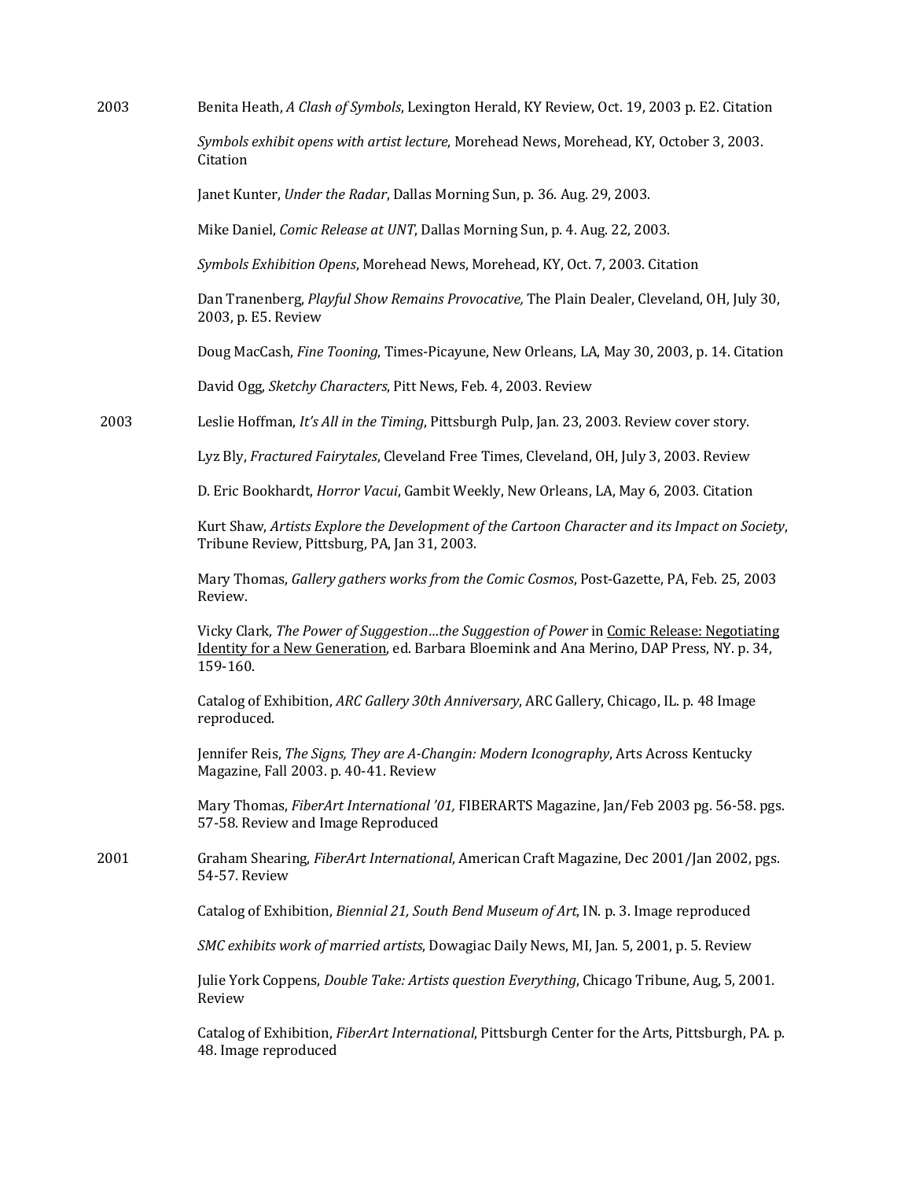2003

Benita Heath, *A Clash of Symbols*, Lexington Herald, KY Review, Oct. 19, 2003 p. E2. Citation

*Symbols exhibit opens with artist lecture*, Morehead News, Morehead, KY, October 3, 2003. Citation

Janet Kunter, *Under the Radar*, Dallas Morning Sun, p. 36. Aug. 29, 2003.

Mike Daniel, *Comic Release at UNT*, Dallas Morning Sun, p. 4. Aug. 22, 2003.

*Symbols Exhibition Opens*, Morehead News, Morehead, KY, Oct. 7, 2003. Citation

Dan Tranenberg, *Playful Show Remains Provocative,* The Plain Dealer, Cleveland, OH, July 30, 2003, p. E5. Review

Doug MacCash, *Fine Tooning*, Times-Picayune, New Orleans, LA, May 30, 2003, p. 14. Citation

David Ogg, *Sketchy Characters*, Pitt News, Feb. 4, 2003. Review

2003

Leslie Hoffman, *It's All in the Timing*, Pittsburgh Pulp, Jan. 23, 2003. Review cover story.

Lyz Bly, *Fractured Fairytales*, Cleveland Free Times, Cleveland, OH, July 3, 2003. Review

D. Eric Bookhardt, *Horror Vacui*, Gambit Weekly, New Orleans, LA, May 6, 2003. Citation

Kurt Shaw, *Artists Explore the Development of the Cartoon Character and its Impact on Society*, Tribune Review, Pittsburg, PA, Jan 31, 2003.

Mary Thomas, *Gallery gathers works from the Comic Cosmos*, Post-Gazette, PA, Feb. 25, 2003 Review.

Vicky Clark, *The Power of Suggestion…the Suggestion of Power* in Comic Release: Negotiating Identity for a New Generation, ed. Barbara Bloemink and Ana Merino, DAP Press, NY. p. 34, 159-160.

Catalog of Exhibition, *ARC Gallery 30th Anniversary*, ARC Gallery, Chicago, IL. p. 48 Image reproduced.

Jennifer Reis, *The Signs, They are A-Changin: Modern Iconography*, Arts Across Kentucky Magazine, Fall 2003. p. 40-41. Review

Mary Thomas, *FiberArt International '01,* FIBERARTS Magazine, Jan/Feb 2003 pg. 56-58. pgs. 57-58. Review and Image Reproduced

2001

Graham Shearing, *FiberArt International*, American Craft Magazine, Dec 2001/Jan 2002, pgs. 54-57. Review

Catalog of Exhibition, *Biennial 21, South Bend Museum of Art*, IN. p. 3. Image reproduced

*SMC exhibits work of married artists*, Dowagiac Daily News, MI, Jan. 5, 2001, p. 5. Review

Julie York Coppens, *Double Take: Artists question Everything*, Chicago Tribune, Aug, 5, 2001. Review

Catalog of Exhibition, *FiberArt International*, Pittsburgh Center for the Arts, Pittsburgh, PA. p. 48. Image reproduced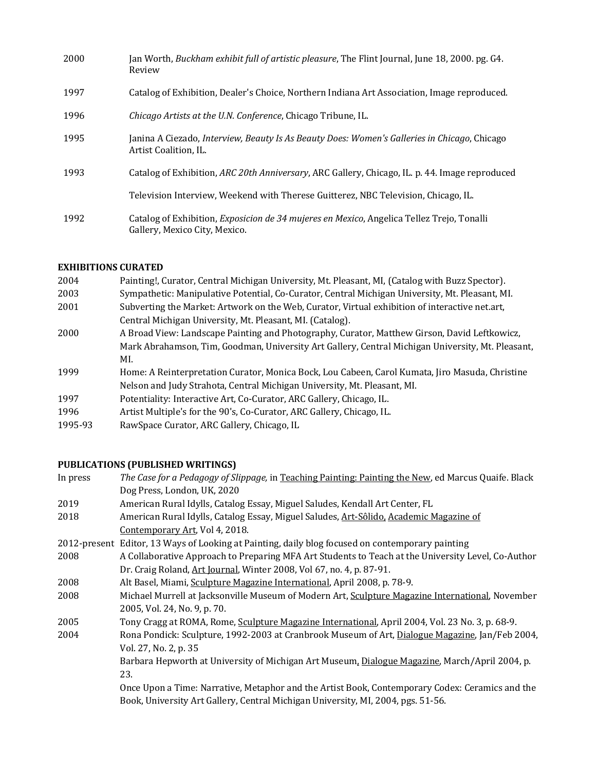| | |
|---|---|
| 2000 | Jan Worth, *Buckham exhibit full of artistic pleasure*, The Flint Journal, June 18, 2000. pg. G4. Review |
| 1997 | Catalog of Exhibition, Dealer's Choice, Northern Indiana Art Association, Image reproduced. |
| 1996 | *Chicago Artists at the U.N. Conference*, Chicago Tribune, IL. |
| 1995 | Janina A Ciezado, *Interview, Beauty Is As Beauty Does: Women's Galleries in Chicago*, Chicago Artist Coalition, IL. |
| 1993 | Catalog of Exhibition, *ARC 20th Anniversary*, ARC Gallery, Chicago, IL. p. 44. Image reproduced |
| | Television Interview, Weekend with Therese Guitterez, NBC Television, Chicago, IL. |
| 1992 | Catalog of Exhibition, *Exposicion de 34 mujeres en Mexico*, Angelica Tellez Trejo, Tonalli Gallery, Mexico City, Mexico. |

**EXHIBITIONS CURATED**

| | |
|---|---|
| 2004 | Painting!, Curator, Central Michigan University, Mt. Pleasant, MI, (Catalog with Buzz Spector). |
| 2003 | Sympathetic: Manipulative Potential, Co-Curator, Central Michigan University, Mt. Pleasant, MI. |
| 2001 | Subverting the Market: Artwork on the Web, Curator, Virtual exhibition of interactive net.art, Central Michigan University, Mt. Pleasant, MI. (Catalog). |
| 2000 | A Broad View: Landscape Painting and Photography, Curator, Matthew Girson, David Leftkowicz, Mark Abrahamson, Tim, Goodman, University Art Gallery, Central Michigan University, Mt. Pleasant, MI. |
| 1999 | Home: A Reinterpretation Curator, Monica Bock, Lou Cabeen, Carol Kumata, Jiro Masuda, Christine Nelson and Judy Strahota, Central Michigan University, Mt. Pleasant, MI. |
| 1997 | Potentiality: Interactive Art, Co-Curator, ARC Gallery, Chicago, IL. |
| 1996 | Artist Multiple's for the 90's, Co-Curator, ARC Gallery, Chicago, IL. |
| 1995-93 | RawSpace Curator, ARC Gallery, Chicago, IL |

**PUBLICATIONS (PUBLISHED WRITINGS)**

| | |
|---|---|
| In press | *The Case for a Pedagogy of Slippage,* in Teaching Painting: Painting the New, ed Marcus Quaife. Black Dog Press, London, UK, 2020 |
| 2019 | American Rural Idylls, Catalog Essay, Miguel Saludes, Kendall Art Center, FL |
| 2018 | American Rural Idylls, Catalog Essay, Miguel Saludes, Art-Sôlido, Academic Magazine of Contemporary Art, Vol 4, 2018. |
| 2012-present | Editor, 13 Ways of Looking at Painting, daily blog focused on contemporary painting |
| 2008 | A Collaborative Approach to Preparing MFA Art Students to Teach at the University Level, Co-Author Dr. Craig Roland, Art Journal, Winter 2008, Vol 67, no. 4, p. 87-91. |
| 2008 | Alt Basel, Miami, Sculpture Magazine International, April 2008, p. 78-9. |
| 2008 | Michael Murrell at Jacksonville Museum of Modern Art, Sculpture Magazine International, November 2005, Vol. 24, No. 9, p. 70. |
| 2005 | Tony Cragg at ROMA, Rome, Sculpture Magazine International, April 2004, Vol. 23 No. 3, p. 68-9. |
| 2004 | Rona Pondick: Sculpture, 1992-2003 at Cranbrook Museum of Art, Dialogue Magazine, Jan/Feb 2004, Vol. 27, No. 2, p. 35 |
| | Barbara Hepworth at University of Michigan Art Museum, Dialogue Magazine, March/April 2004, p. 23. |
| | Once Upon a Time: Narrative, Metaphor and the Artist Book, Contemporary Codex: Ceramics and the Book, University Art Gallery, Central Michigan University, MI, 2004, pgs. 51-56. |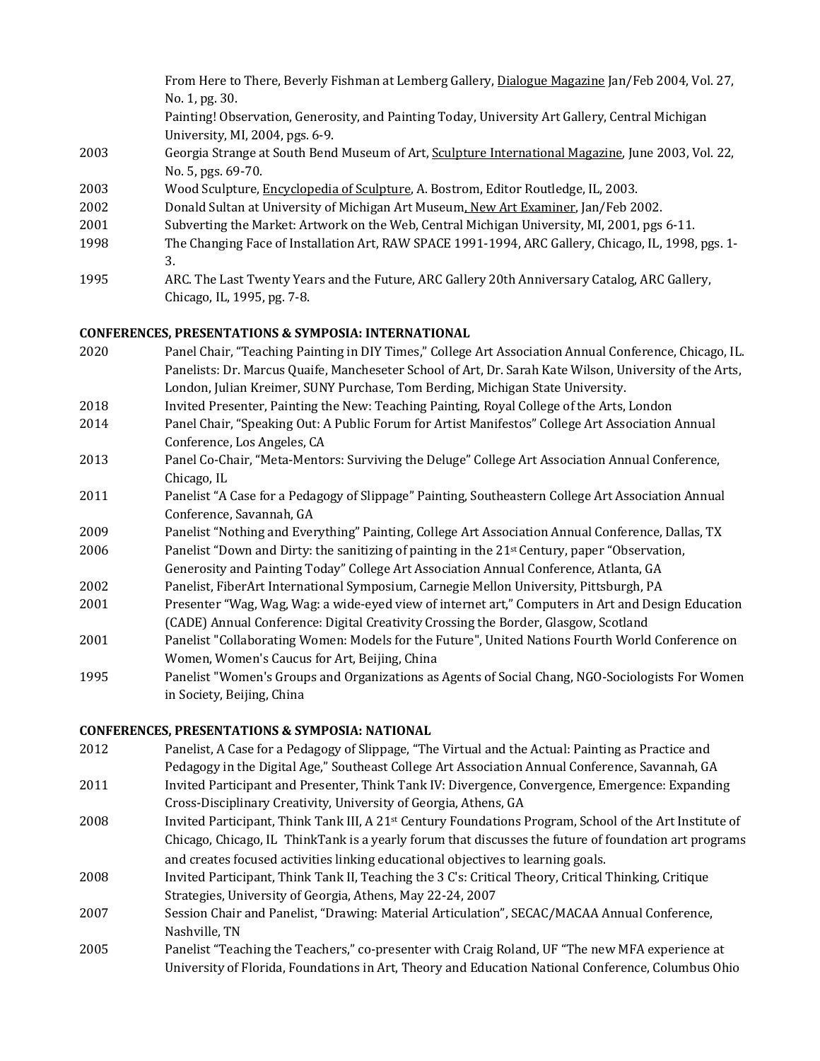From Here to There, Beverly Fishman at Lemberg Gallery, Dialogue Magazine Jan/Feb 2004, Vol. 27, No. 1, pg. 30.
Painting! Observation, Generosity, and Painting Today, University Art Gallery, Central Michigan University, MI, 2004, pgs. 6-9.

2003 Georgia Strange at South Bend Museum of Art, Sculpture International Magazine, June 2003, Vol. 22, No. 5, pgs. 69-70.

2003 Wood Sculpture, Encyclopedia of Sculpture, A. Bostrom, Editor Routledge, IL, 2003.

2002 Donald Sultan at University of Michigan Art Museum, New Art Examiner, Jan/Feb 2002.

2001 Subverting the Market: Artwork on the Web, Central Michigan University, MI, 2001, pgs 6-11.

1998 The Changing Face of Installation Art, RAW SPACE 1991-1994, ARC Gallery, Chicago, IL, 1998, pgs. 1-3.

1995 ARC. The Last Twenty Years and the Future, ARC Gallery 20th Anniversary Catalog, ARC Gallery, Chicago, IL, 1995, pg. 7-8.

**CONFERENCES, PRESENTATIONS & SYMPOSIA: INTERNATIONAL**

2020 Panel Chair, "Teaching Painting in DIY Times," College Art Association Annual Conference, Chicago, IL. Panelists: Dr. Marcus Quaife, Mancheseter School of Art, Dr. Sarah Kate Wilson, University of the Arts, London, Julian Kreimer, SUNY Purchase, Tom Berding, Michigan State University.

2018 Invited Presenter, Painting the New: Teaching Painting, Royal College of the Arts, London

2014 Panel Chair, "Speaking Out: A Public Forum for Artist Manifestos" College Art Association Annual Conference, Los Angeles, CA

2013 Panel Co-Chair, "Meta-Mentors: Surviving the Deluge" College Art Association Annual Conference, Chicago, IL

2011 Panelist "A Case for a Pedagogy of Slippage" Painting, Southeastern College Art Association Annual Conference, Savannah, GA

2009 Panelist "Nothing and Everything" Painting, College Art Association Annual Conference, Dallas, TX

2006 Panelist "Down and Dirty: the sanitizing of painting in the 21st Century, paper "Observation, Generosity and Painting Today" College Art Association Annual Conference, Atlanta, GA

2002 Panelist, FiberArt International Symposium, Carnegie Mellon University, Pittsburgh, PA

2001 Presenter "Wag, Wag, Wag: a wide-eyed view of internet art," Computers in Art and Design Education (CADE) Annual Conference: Digital Creativity Crossing the Border, Glasgow, Scotland

2001 Panelist "Collaborating Women: Models for the Future", United Nations Fourth World Conference on Women, Women's Caucus for Art, Beijing, China

1995 Panelist "Women's Groups and Organizations as Agents of Social Chang, NGO-Sociologists For Women in Society, Beijing, China

**CONFERENCES, PRESENTATIONS & SYMPOSIA: NATIONAL**

2012 Panelist, A Case for a Pedagogy of Slippage, "The Virtual and the Actual: Painting as Practice and Pedagogy in the Digital Age," Southeast College Art Association Annual Conference, Savannah, GA

2011 Invited Participant and Presenter, Think Tank IV: Divergence, Convergence, Emergence: Expanding Cross-Disciplinary Creativity, University of Georgia, Athens, GA

2008 Invited Participant, Think Tank III, A 21st Century Foundations Program, School of the Art Institute of Chicago, Chicago, IL ThinkTank is a yearly forum that discusses the future of foundation art programs and creates focused activities linking educational objectives to learning goals.

2008 Invited Participant, Think Tank II, Teaching the 3 C's: Critical Theory, Critical Thinking, Critique Strategies, University of Georgia, Athens, May 22-24, 2007

2007 Session Chair and Panelist, "Drawing: Material Articulation", SECAC/MACAA Annual Conference, Nashville, TN

2005 Panelist "Teaching the Teachers," co-presenter with Craig Roland, UF "The new MFA experience at University of Florida, Foundations in Art, Theory and Education National Conference, Columbus Ohio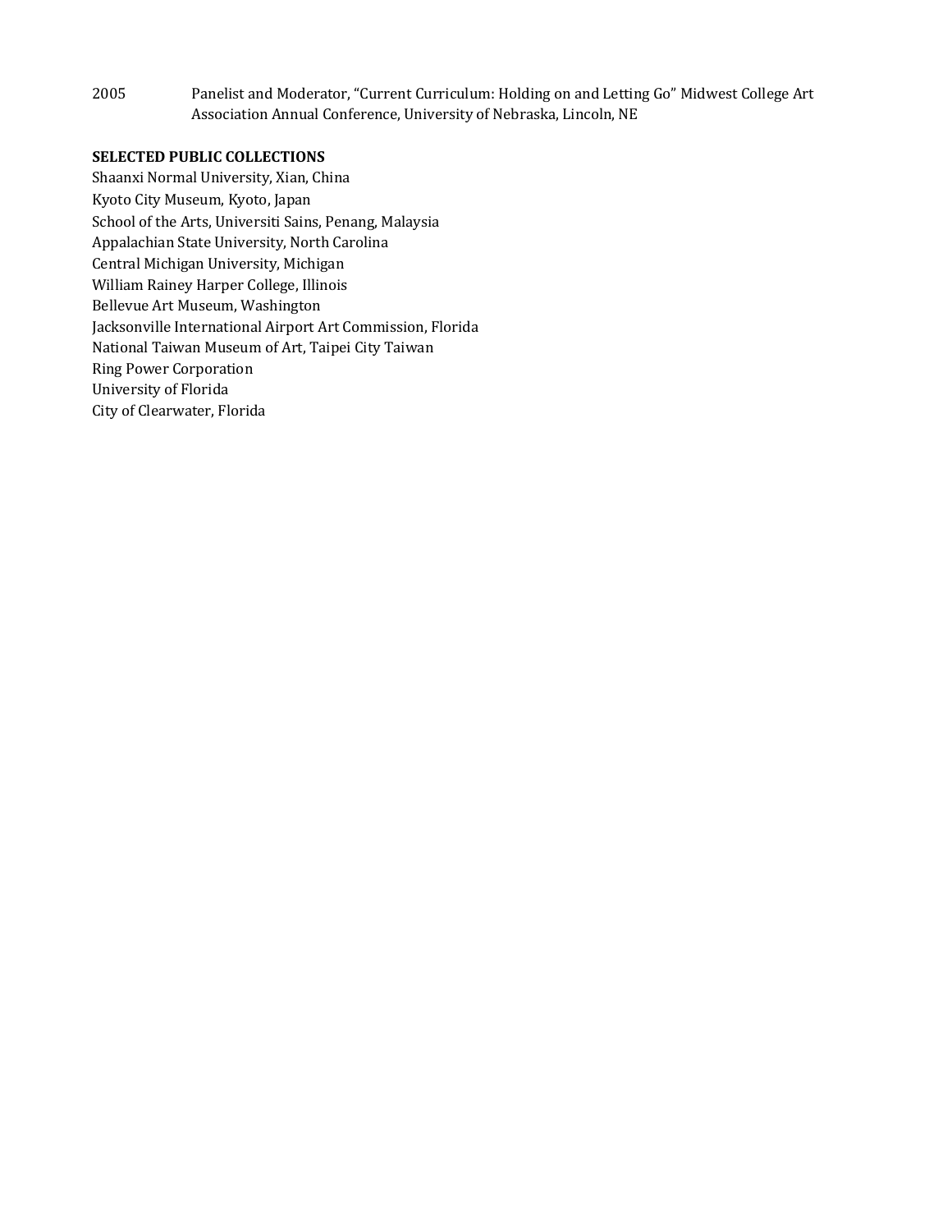2005 Panelist and Moderator, “Current Curriculum: Holding on and Letting Go” Midwest College Art Association Annual Conference, University of Nebraska, Lincoln, NE

**SELECTED PUBLIC COLLECTIONS**

Shaanxi Normal University, Xian, China
Kyoto City Museum, Kyoto, Japan
School of the Arts, Universiti Sains, Penang, Malaysia
Appalachian State University, North Carolina
Central Michigan University, Michigan
William Rainey Harper College, Illinois
Bellevue Art Museum, Washington
Jacksonville International Airport Art Commission, Florida
National Taiwan Museum of Art, Taipei City Taiwan
Ring Power Corporation
University of Florida
City of Clearwater, Florida